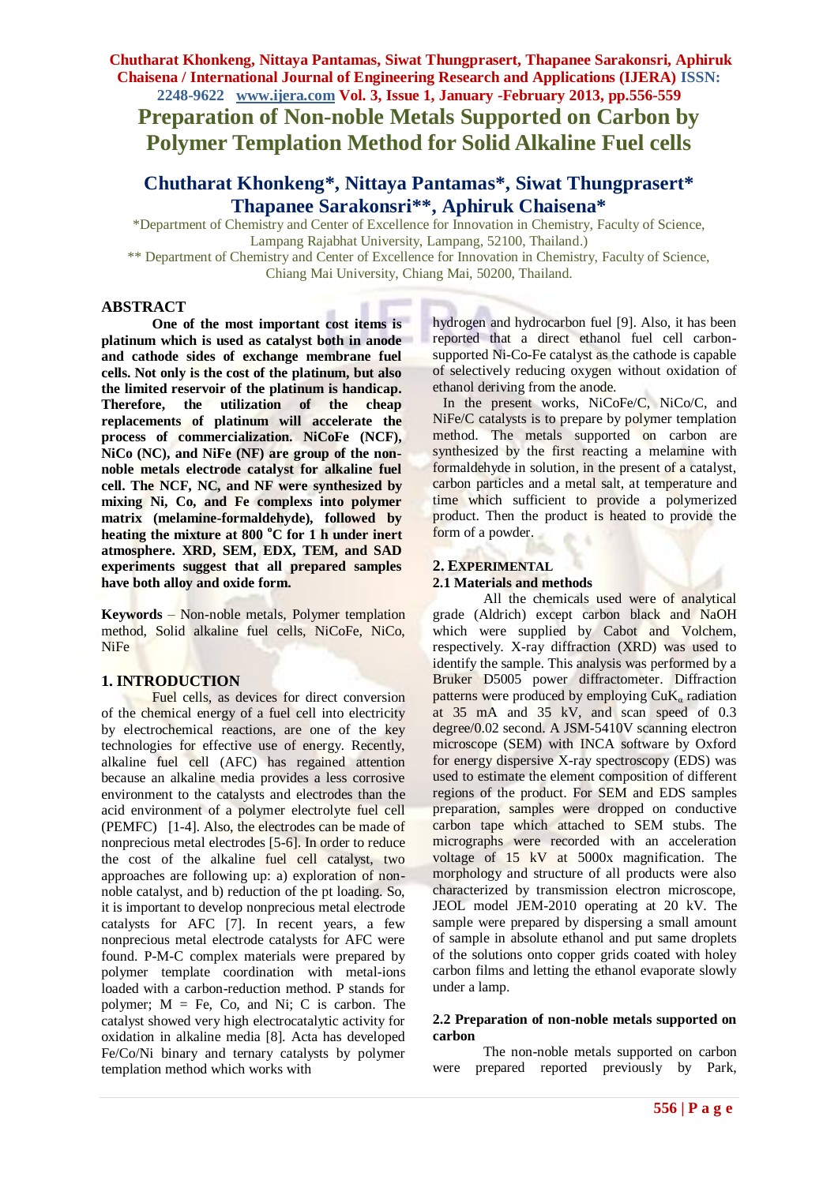# Preparation of Non-noble Metals Supported on Carbon by Polymer Templation Method for Solid Alkaline Fuel cells

## Chutharat Khonkeng*, Nittaya Pantamas*, Siwat Thungprasert* Thapanee Sarakonsri**, Aphiruk Chaisena*

*Department of Chemistry and Center of Excellence for Innovation in Chemistry, Faculty of Science, Lampang Rajabhat University, Lampang, 52100, Thailand.)

** Department of Chemistry and Center of Excellence for Innovation in Chemistry, Faculty of Science, Chiang Mai University, Chiang Mai, 50200, Thailand.

## ABSTRACT

**One of the most important cost items is platinum which is used as catalyst both in anode and cathode sides of exchange membrane fuel cells. Not only is the cost of the platinum, but also the limited reservoir of the platinum is handicap. Therefore, the utilization of the cheap replacements of platinum will accelerate the process of commercialization. NiCoFe (NCF), NiCo (NC), and NiFe (NF) are group of the non-noble metals electrode catalyst for alkaline fuel cell. The NCF, NC, and NF were synthesized by mixing Ni, Co, and Fe complexs into polymer matrix (melamine-formaldehyde), followed by heating the mixture at 800 $^{o}$C for 1 h under inert atmosphere. XRD, SEM, EDX, TEM, and SAD experiments suggest that all prepared samples have both alloy and oxide form.**

**Keywords** – Non-noble metals, Polymer templation method, Solid alkaline fuel cells, NiCoFe, NiCo, NiFe

## 1. INTRODUCTION

Fuel cells, as devices for direct conversion of the chemical energy of a fuel cell into electricity by electrochemical reactions, are one of the key technologies for effective use of energy. Recently, alkaline fuel cell (AFC) has regained attention because an alkaline media provides a less corrosive environment to the catalysts and electrodes than the acid environment of a polymer electrolyte fuel cell (PEMFC) [1-4]. Also, the electrodes can be made of nonprecious metal electrodes [5-6]. In order to reduce the cost of the alkaline fuel cell catalyst, two approaches are following up: a) exploration of non-noble catalyst, and b) reduction of the pt loading. So, it is important to develop nonprecious metal electrode catalysts for AFC [7]. In recent years, a few nonprecious metal electrode catalysts for AFC were found. P-M-C complex materials were prepared by polymer template coordination with metal-ions loaded with a carbon-reduction method. P stands for polymer; M = Fe, Co, and Ni; C is carbon. The catalyst showed very high electrocatalytic activity for oxidation in alkaline media [8]. Acta has developed Fe/Co/Ni binary and ternary catalysts by polymer templation method which works with hydrogen and hydrocarbon fuel [9]. Also, it has been reported that a direct ethanol fuel cell carbon-supported Ni-Co-Fe catalyst as the cathode is capable of selectively reducing oxygen without oxidation of ethanol deriving from the anode.

In the present works, NiCoFe/C, NiCo/C, and NiFe/C catalysts is to prepare by polymer templation method. The metals supported on carbon are synthesized by the first reacting a melamine with formaldehyde in solution, in the present of a catalyst, carbon particles and a metal salt, at temperature and time which sufficient to provide a polymerized product. Then the product is heated to provide the form of a powder.

## 2. EXPERIMENTAL

### 2.1 Materials and methods

All the chemicals used were of analytical grade (Aldrich) except carbon black and NaOH which were supplied by Cabot and Volchem, respectively. X-ray diffraction (XRD) was used to identify the sample. This analysis was performed by a Bruker D5005 power diffractometer. Diffraction patterns were produced by employing $CuK_{\alpha}$ radiation at 35 mA and 35 kV, and scan speed of 0.3 degree/0.02 second. A JSM-5410V scanning electron microscope (SEM) with INCA software by Oxford for energy dispersive X-ray spectroscopy (EDS) was used to estimate the element composition of different regions of the product. For SEM and EDS samples preparation, samples were dropped on conductive carbon tape which attached to SEM stubs. The micrographs were recorded with an acceleration voltage of 15 kV at 5000x magnification. The morphology and structure of all products were also characterized by transmission electron microscope, JEOL model JEM-2010 operating at 20 kV. The sample were prepared by dispersing a small amount of sample in absolute ethanol and put same droplets of the solutions onto copper grids coated with holey carbon films and letting the ethanol evaporate slowly under a lamp.

### 2.2 Preparation of non-noble metals supported on carbon

The non-noble metals supported on carbon were prepared reported previously by Park,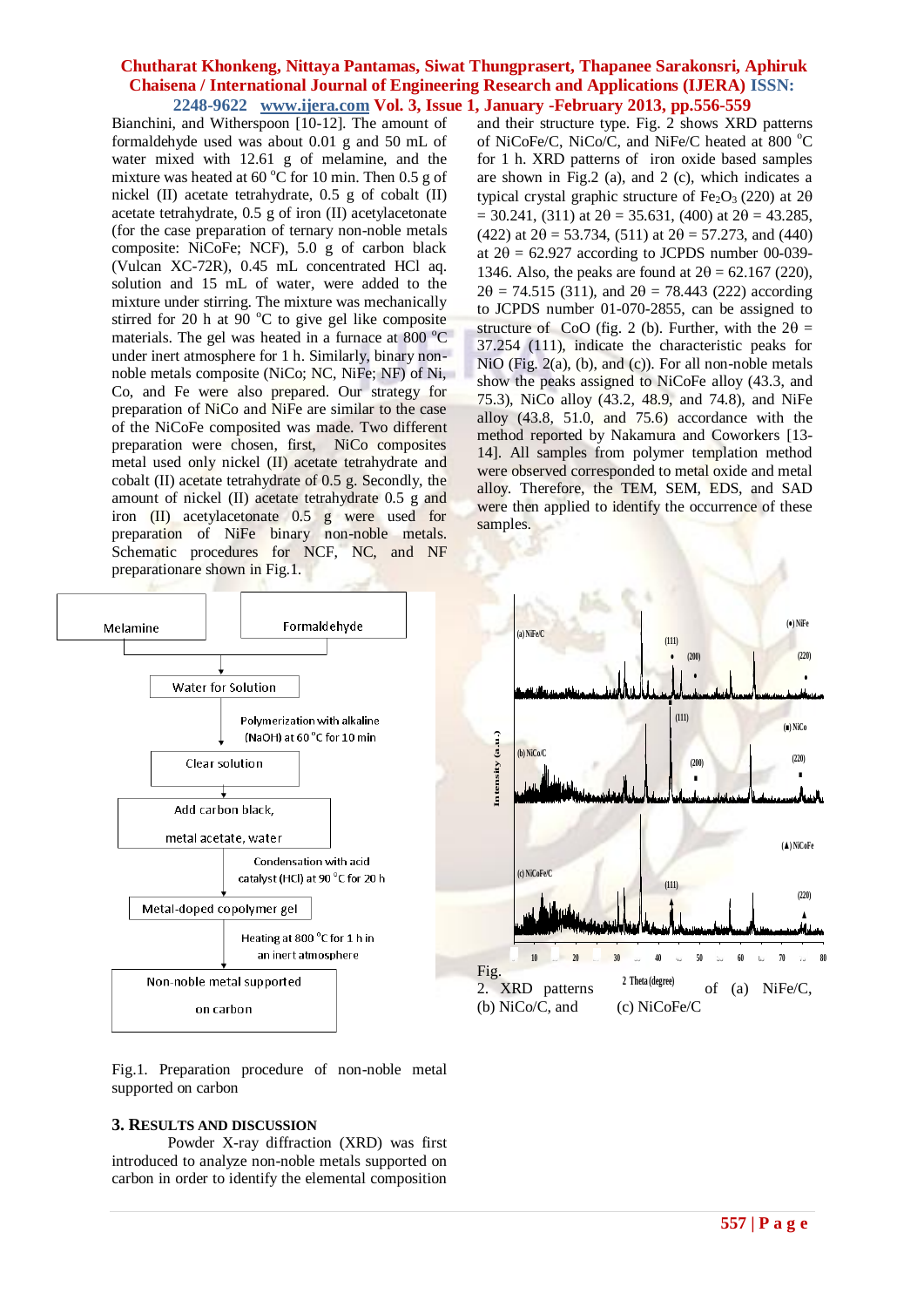Bianchini, and Witherspoon [10-12]. The amount of formaldehyde used was about 0.01 g and 50 mL of water mixed with 12.61 g of melamine, and the mixture was heated at 60 °C for 10 min. Then 0.5 g of nickel (II) acetate tetrahydrate, 0.5 g of cobalt (II) acetate tetrahydrate, 0.5 g of iron (II) acetylacetonate (for the case preparation of ternary non-noble metals composite: NiCoFe; NCF), 5.0 g of carbon black (Vulcan XC-72R), 0.45 mL concentrated HCl aq. solution and 15 mL of water, were added to the mixture under stirring. The mixture was mechanically stirred for 20 h at 90 °C to give gel like composite materials. The gel was heated in a furnace at 800 °C under inert atmosphere for 1 h. Similarly, binary non-noble metals composite (NiCo; NC, NiFe; NF) of Ni, Co, and Fe were also prepared. Our strategy for preparation of NiCo and NiFe are similar to the case of the NiCoFe composited was made. Two different preparation were chosen, first, NiCo composites metal used only nickel (II) acetate tetrahydrate and cobalt (II) acetate tetrahydrate of 0.5 g. Secondly, the amount of nickel (II) acetate tetrahydrate 0.5 g and iron (II) acetylacetonate 0.5 g were used for preparation of NiFe binary non-noble metals. Schematic procedures for NCF, NC, and NF preparationare shown in Fig.1.

Fig.1. Preparation procedure of non-noble metal supported on carbon

## 3. RESULTS AND DISCUSSION

Powder X-ray diffraction (XRD) was first introduced to analyze non-noble metals supported on carbon in order to identify the elemental composition and their structure type. Fig. 2 shows XRD patterns of NiCoFe/C, NiCo/C, and NiFe/C heated at 800 °C for 1 h. XRD patterns of iron oxide based samples are shown in Fig.2 (a), and 2 (c), which indicates a typical crystal graphic structure of $Fe_2O_3$ (220) at $2\theta = 30.241$, (311) at $2\theta = 35.631$, (400) at $2\theta = 43.285$, (422) at $2\theta = 53.734$, (511) at $2\theta = 57.273$, and (440) at $2\theta = 62.927$ according to JCPDS number 00-039-1346. Also, the peaks are found at $2\theta = 62.167$ (220), $2\theta = 74.515$ (311), and $2\theta = 78.443$ (222) according to JCPDS number 01-070-2855, can be assigned to structure of CoO (fig. 2 (b). Further, with the $2\theta = 37.254$ (111), indicate the characteristic peaks for NiO (Fig. 2(a), (b), and (c)). For all non-noble metals show the peaks assigned to NiCoFe alloy (43.3, and 75.3), NiCo alloy (43.2, 48.9, and 74.8), and NiFe alloy (43.8, 51.0, and 75.6) accordance with the method reported by Nakamura and Coworkers [13-14]. All samples from polymer templation method were observed corresponded to metal oxide and metal alloy. Therefore, the TEM, SEM, EDS, and SAD were then applied to identify the occurrence of these samples.

Fig. 2. XRD patterns of (a) NiFe/C, (b) NiCo/C, and (c) NiCoFe/C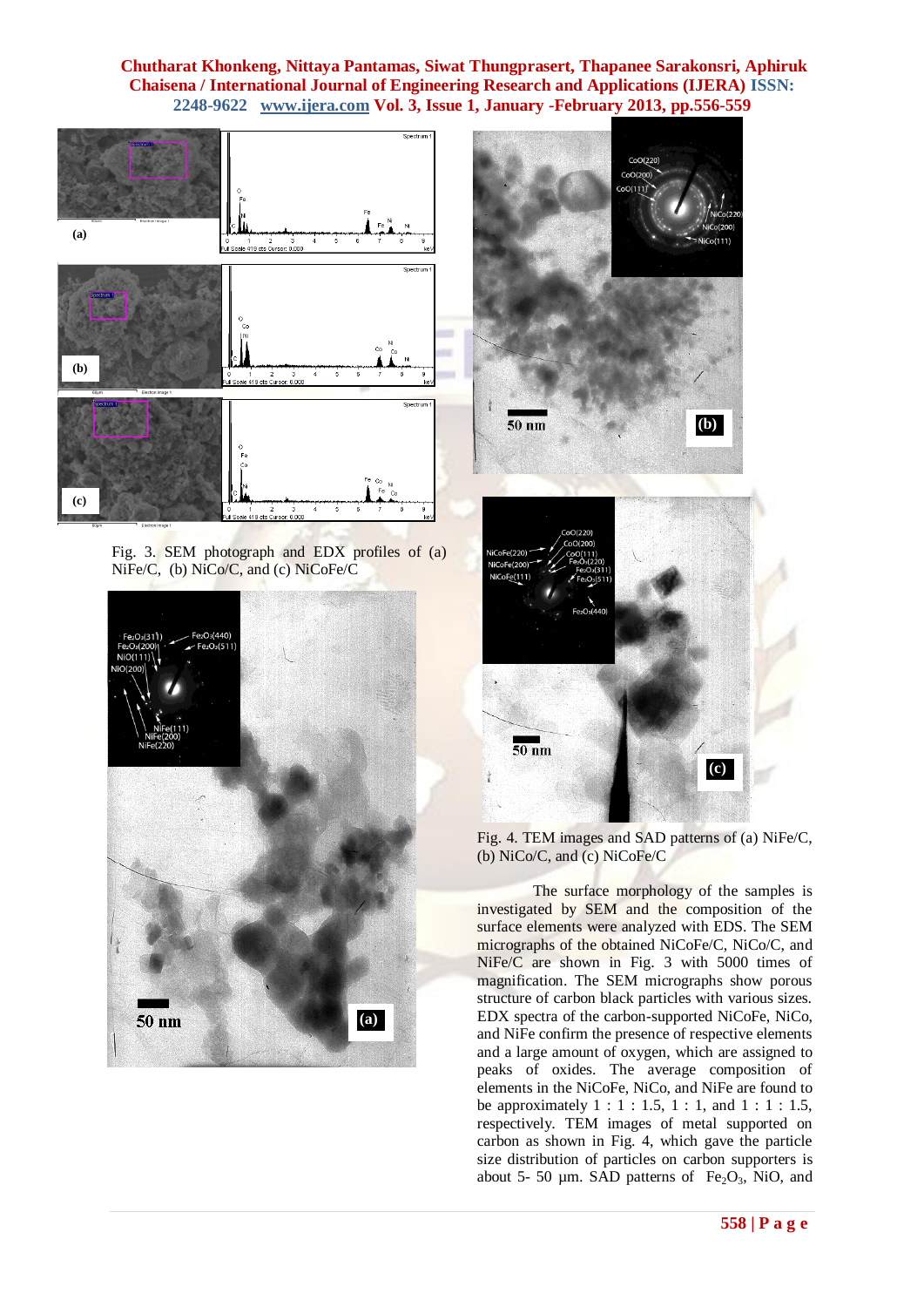Fig. 3. SEM photograph and EDX profiles of (a) NiFe/C, (b) NiCo/C, and (c) NiCoFe/C

Fig. 4. TEM images and SAD patterns of (a) NiFe/C, (b) NiCo/C, and (c) NiCoFe/C

The surface morphology of the samples is investigated by SEM and the composition of the surface elements were analyzed with EDS. The SEM micrographs of the obtained NiCoFe/C, NiCo/C, and NiFe/C are shown in Fig. 3 with 5000 times of magnification. The SEM micrographs show porous structure of carbon black particles with various sizes. EDX spectra of the carbon-supported NiCoFe, NiCo, and NiFe confirm the presence of respective elements and a large amount of oxygen, which are assigned to peaks of oxides. The average composition of elements in the NiCoFe, NiCo, and NiFe are found to be approximately 1 : 1 : 1.5, 1 : 1, and 1 : 1 : 1.5, respectively. TEM images of metal supported on carbon as shown in Fig. 4, which gave the particle size distribution of particles on carbon supporters is about 5- 50 µm. SAD patterns of $Fe_2O_3$, NiO, and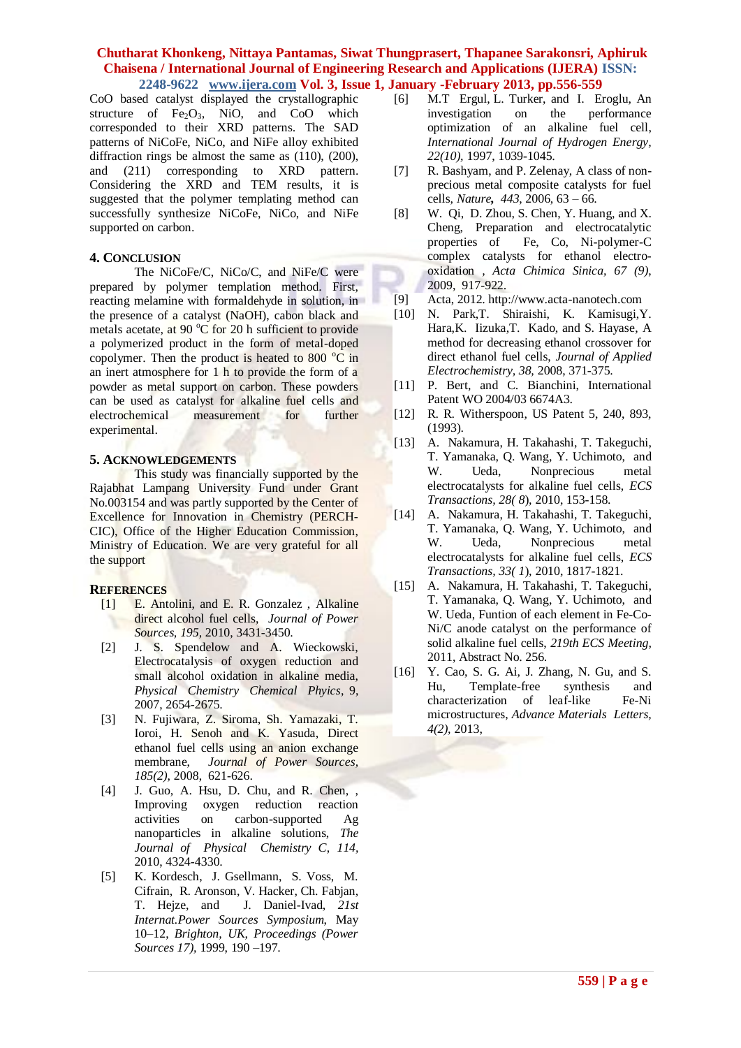CoO based catalyst displayed the crystallographic structure of $Fe_2O_3$, NiO, and CoO which corresponded to their XRD patterns. The SAD patterns of NiCoFe, NiCo, and NiFe alloy exhibited diffraction rings be almost the same as (110), (200), and (211) corresponding to XRD pattern. Considering the XRD and TEM results, it is suggested that the polymer templating method can successfully synthesize NiCoFe, NiCo, and NiFe supported on carbon.

## 4. CONCLUSION

The NiCoFe/C, NiCo/C, and NiFe/C were prepared by polymer templation method. First, reacting melamine with formaldehyde in solution, in the presence of a catalyst (NaOH), cabon black and metals acetate, at 90 $^{o}$C for 20 h sufficient to provide a polymerized product in the form of metal-doped copolymer. Then the product is heated to 800 $^{o}$C in an inert atmosphere for 1 h to provide the form of a powder as metal support on carbon. These powders can be used as catalyst for alkaline fuel cells and electrochemical measurement for further experimental.

## 5. ACKNOWLEDGEMENTS

This study was financially supported by the Rajabhat Lampang University Fund under Grant No.003154 and was partly supported by the Center of Excellence for Innovation in Chemistry (PERCH-CIC), Office of the Higher Education Commission, Ministry of Education. We are very grateful for all the support

## REFERENCES

[1] E. Antolini, and E. R. Gonzalez , Alkaline direct alcohol fuel cells, *Journal of Power Sources, 195*, 2010, 3431-3450.

[2] J. S. Spendelow and A. Wieckowski, Electrocatalysis of oxygen reduction and small alcohol oxidation in alkaline media, *Physical Chemistry Chemical Phyics*, 9, 2007, 2654-2675.

[3] N. Fujiwara, Z. Siroma, Sh. Yamazaki, T. Ioroi, H. Senoh and K. Yasuda, Direct ethanol fuel cells using an anion exchange membrane, *Journal of Power Sources, 185(2)*, 2008, 621-626.

[4] J. Guo, A. Hsu, D. Chu, and R. Chen, , Improving oxygen reduction reaction activities on carbon-supported Ag nanoparticles in alkaline solutions, *The Journal of Physical Chemistry C*, *114*, 2010, 4324-4330.

[5] K. Kordesch, J. Gsellmann, S. Voss, M. Cifrain, R. Aronson, V. Hacker, Ch. Fabjan, T. Hejze, and J. Daniel-Ivad, *21st Internat.Power Sources Symposium*, May 10–12, *Brighton, UK, Proceedings (Power Sources 17)*, 1999, 190 –197.

[6] M.T Ergul, L. Turker, and I. Eroglu, An investigation on the performance optimization of an alkaline fuel cell, *International Journal of Hydrogen Energy, 22(10)*, 1997, 1039-1045.

[7] R. Bashyam, and P. Zelenay, A class of non-precious metal composite catalysts for fuel cells, *Nature***,** *443*, 2006, 63 – 66.

[8] W. Qi, D. Zhou, S. Chen, Y. Huang, and X. Cheng, Preparation and electrocatalytic properties of Fe, Co, Ni-polymer-C complex catalysts for ethanol electro-oxidation , *Acta Chimica Sinica, 67 (9)*, 2009, 917-922.

[9] Acta, 2012. http://www.acta-nanotech.com

[10] N. Park,T. Shiraishi, K. Kamisugi,Y. Hara,K. Iizuka,T. Kado, and S. Hayase, A method for decreasing ethanol crossover for direct ethanol fuel cells, *Journal of Applied Electrochemistry, 38*, 2008, 371-375.

[11] P. Bert, and C. Bianchini, International Patent WO 2004/03 6674A3.

[12] R. R. Witherspoon, US Patent 5, 240, 893, (1993).

[13] A. Nakamura, H. Takahashi, T. Takeguchi, T. Yamanaka, Q. Wang, Y. Uchimoto, and W. Ueda, Nonprecious metal electrocatalysts for alkaline fuel cells, *ECS Transactions, 28( 8*), 2010, 153-158.

[14] A. Nakamura, H. Takahashi, T. Takeguchi, T. Yamanaka, Q. Wang, Y. Uchimoto, and W. Ueda, Nonprecious metal electrocatalysts for alkaline fuel cells, *ECS Transactions, 33( 1*), 2010, 1817-1821.

[15] A. Nakamura, H. Takahashi, T. Takeguchi, T. Yamanaka, Q. Wang, Y. Uchimoto, and W. Ueda, Funtion of each element in Fe-Co-Ni/C anode catalyst on the performance of solid alkaline fuel cells, *219th ECS Meeting*, 2011, Abstract No. 256.

[16] Y. Cao, S. G. Ai, J. Zhang, N. Gu, and S. Hu, Template-free synthesis and characterization of leaf-like Fe-Ni microstructures, *Advance Materials Letters, 4(2)*, 2013,